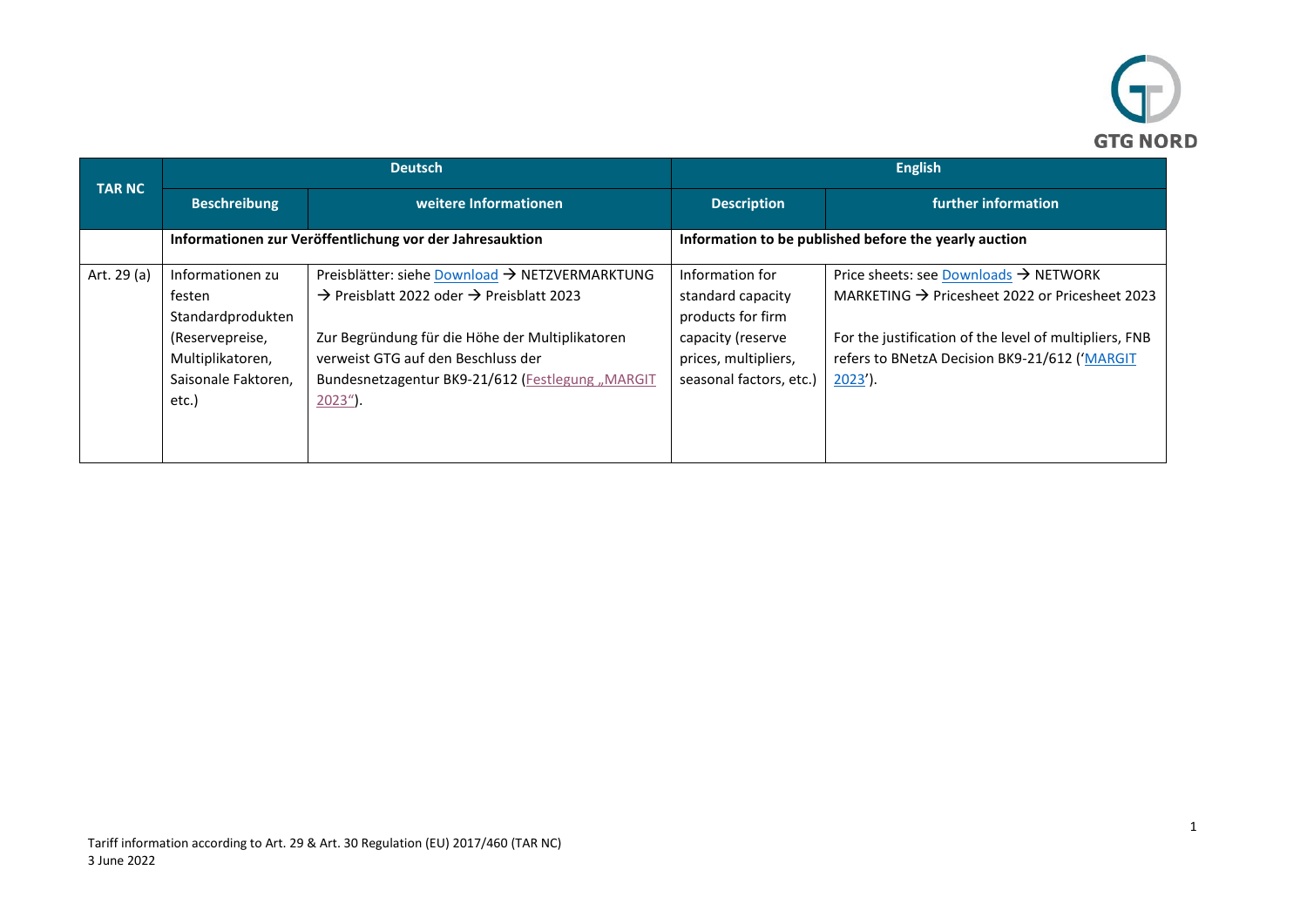| TAR NC | Deutsch | | English | |
|---|---|---|---|---|
| | **Beschreibung** | **weitere Informationen** | **Description** | **further information** |
| | **Informationen zur Veröffentlichung vor der Jahresauktion** | | **Information to be published before the yearly auction** | |
| Art. 29 (a) | Informationen zu festen Standardprodukten (Reservepreise, Multiplikatoren, Saisonale Faktoren, etc.) | Preisblätter: siehe Download → NETZVERMARKTUNG → Preisblatt 2022 oder → Preisblatt 2023<br><br>Zur Begründung für die Höhe der Multiplikatoren verweist GTG auf den Beschluss der Bundesnetzagentur BK9-21/612 (Festlegung „MARGIT 2023“). | Information for standard capacity products for firm capacity (reserve prices, multipliers, seasonal factors, etc.) | Price sheets: see Downloads → NETWORK MARKETING → Pricesheet 2022 or Pricesheet 2023<br><br>For the justification of the level of multipliers, FNB refers to BNetzA Decision BK9-21/612 ('MARGIT 2023'). |

Tariff information according to Art. 29 & Art. 30 Regulation (EU) 2017/460 (TAR NC)
3 June 2022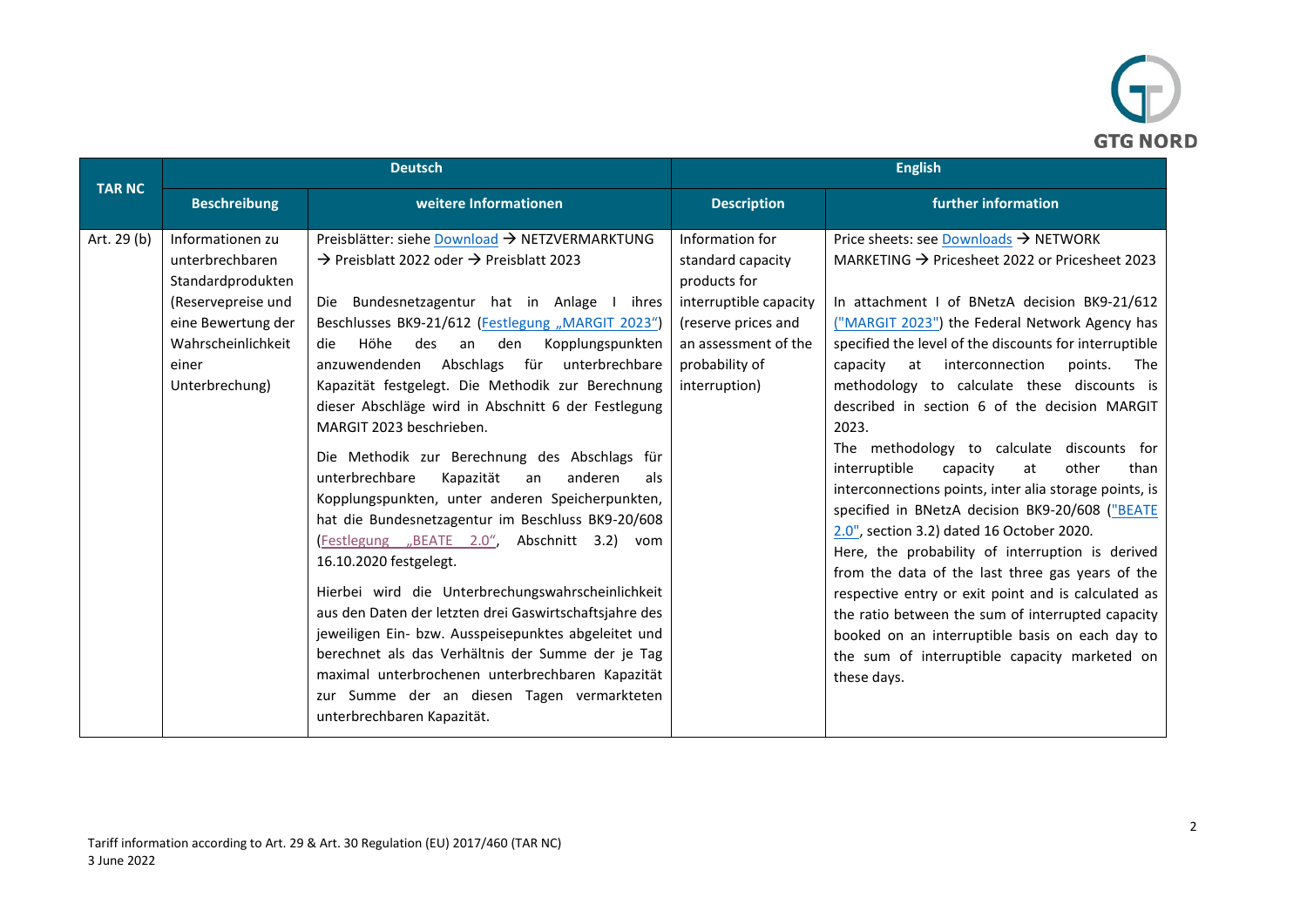| TAR NC | Deutsch | | English | |
|---|---|---|---|---|
| | **Beschreibung** | **weitere Informationen** | **Description** | **further information** |
| Art. 29 (b) | Informationen zu unterbrechbaren Standardprodukten (Reservepreise und eine Bewertung der Wahrscheinlichkeit einer Unterbrechung) | Preisblätter: siehe Download → NETZVERMARKTUNG → Preisblatt 2022 oder → Preisblatt 2023<br><br>Die Bundesnetzagentur hat in Anlage I ihres Beschlusses BK9-21/612 (Festlegung „MARGIT 2023“) die Höhe des an den Kopplungspunkten anzuwendenden Abschlags für unterbrechbare Kapazität festgelegt. Die Methodik zur Berechnung dieser Abschläge wird in Abschnitt 6 der Festlegung MARGIT 2023 beschrieben.<br><br>Die Methodik zur Berechnung des Abschlags für unterbrechbare Kapazität an anderen als Kopplungspunkten, unter anderen Speicherpunkten, hat die Bundesnetzagentur im Beschluss BK9-20/608 (Festlegung „BEATE 2.0“, Abschnitt 3.2) vom 16.10.2020 festgelegt.<br><br>Hierbei wird die Unterbrechungswahrscheinlichkeit aus den Daten der letzten drei Gaswirtschaftsjahre des jeweiligen Ein- bzw. Ausspeisepunktes abgeleitet und berechnet als das Verhältnis der Summe der je Tag maximal unterbrochenen unterbrechbaren Kapazität zur Summe der an diesen Tagen vermarkteten unterbrechbaren Kapazität. | Information for standard capacity products for interruptible capacity (reserve prices and an assessment of the probability of interruption) | Price sheets: see Downloads → NETWORK MARKETING → Pricesheet 2022 or Pricesheet 2023<br><br>In attachment I of BNetzA decision BK9-21/612 ("MARGIT 2023") the Federal Network Agency has specified the level of the discounts for interruptible capacity at interconnection points. The methodology to calculate these discounts is described in section 6 of the decision MARGIT 2023.<br><br>The methodology to calculate discounts for interruptible capacity at other than interconnections points, inter alia storage points, is specified in BNetzA decision BK9-20/608 ("BEATE 2.0", section 3.2) dated 16 October 2020.<br><br>Here, the probability of interruption is derived from the data of the last three gas years of the respective entry or exit point and is calculated as the ratio between the sum of interrupted capacity booked on an interruptible basis on each day to the sum of interruptible capacity marketed on these days. |

Tariff information according to Art. 29 & Art. 30 Regulation (EU) 2017/460 (TAR NC)
3 June 2022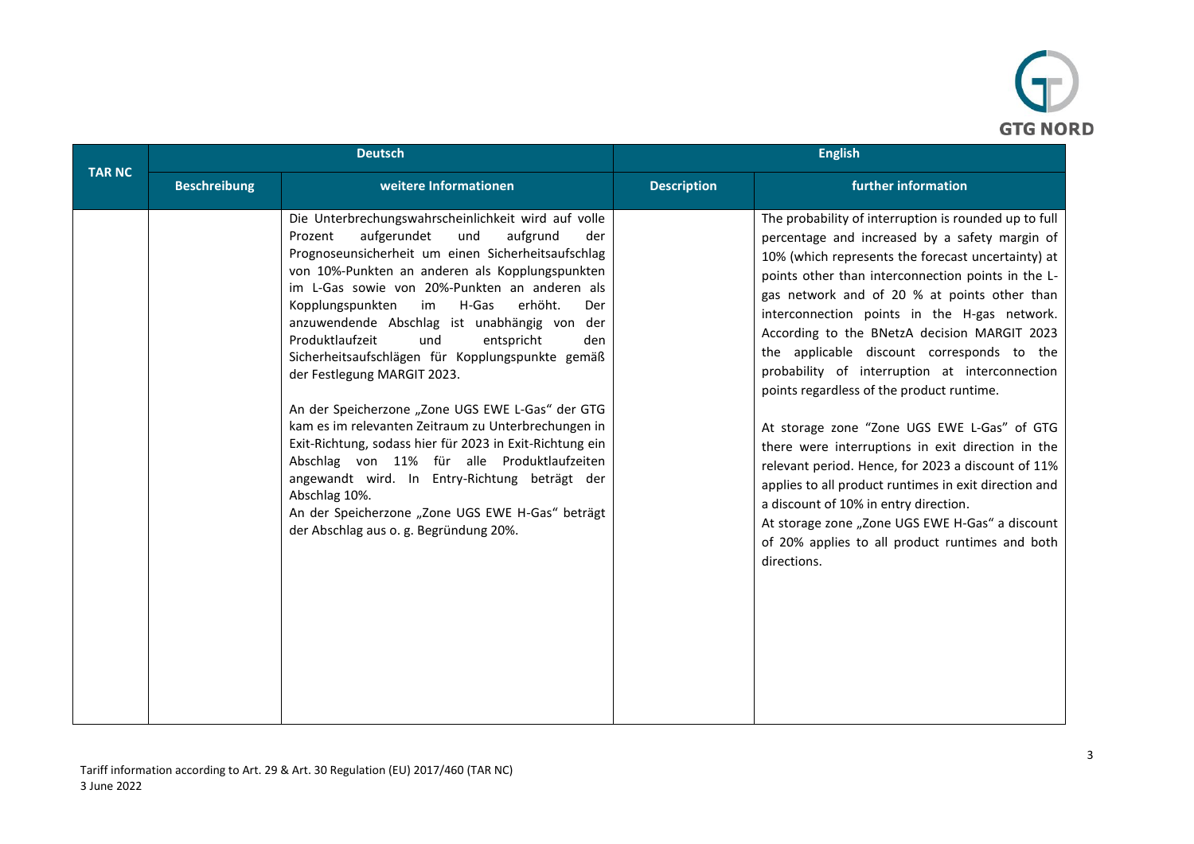| TAR NC | Deutsch | | English | |
|---|---|---|---|---|
| | **Beschreibung** | **weitere Informationen** | **Description** | **further information** |
| | | Die Unterbrechungswahrscheinlichkeit wird auf volle Prozent aufgerundet und aufgrund der Prognoseunsicherheit um einen Sicherheitsaufschlag von 10%-Punkten an anderen als Kopplungspunkten im L-Gas sowie von 20%-Punkten an anderen als Kopplungspunkten im H-Gas erhöht. Der anzuwendende Abschlag ist unabhängig von der Produktlaufzeit und entspricht den Sicherheitsaufschlägen für Kopplungspunkte gemäß der Festlegung MARGIT 2023.<br><br>An der Speicherzone „Zone UGS EWE L-Gas" der GTG kam es im relevanten Zeitraum zu Unterbrechungen in Exit-Richtung, sodass hier für 2023 in Exit-Richtung ein Abschlag von 11% für alle Produktlaufzeiten angewandt wird. In Entry-Richtung beträgt der Abschlag 10%.<br>An der Speicherzone „Zone UGS EWE H-Gas" beträgt der Abschlag aus o. g. Begründung 20%. | | The probability of interruption is rounded up to full percentage and increased by a safety margin of 10% (which represents the forecast uncertainty) at points other than interconnection points in the L-gas network and of 20 % at points other than interconnection points in the H-gas network. According to the BNetzA decision MARGIT 2023 the applicable discount corresponds to the probability of interruption at interconnection points regardless of the product runtime.<br><br>At storage zone "Zone UGS EWE L-Gas" of GTG there were interruptions in exit direction in the relevant period. Hence, for 2023 a discount of 11% applies to all product runtimes in exit direction and a discount of 10% in entry direction.<br>At storage zone „Zone UGS EWE H-Gas" a discount of 20% applies to all product runtimes and both directions. |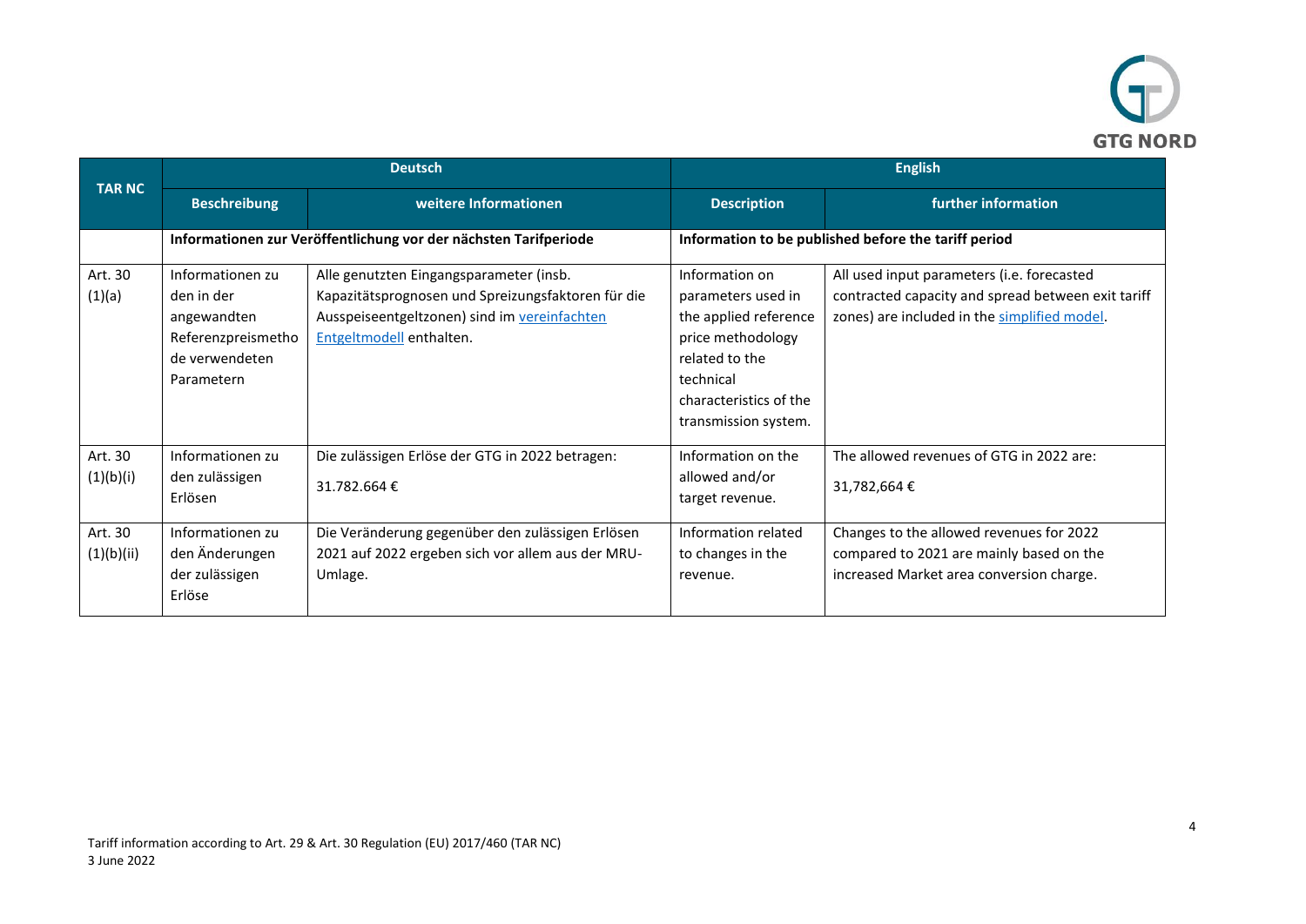| TAR NC | Deutsch | | English | |
|---|---|---|---|---|
| | Beschreibung | weitere Informationen | Description | further information |
| | **Informationen zur Veröffentlichung vor der nächsten Tarifperiode** | | **Information to be published before the tariff period** | |
| Art. 30 (1)(a) | Informationen zu den in der angewandten Referenzpreismethode verwendeten Parametern | Alle genutzten Eingangsparameter (insb. Kapazitätsprognosen und Spreizungsfaktoren für die Ausspeiseentgeltzonen) sind im [vereinfachten Entgeltmodell](vereinfachten Entgeltmodell) enthalten. | Information on parameters used in the applied reference price methodology related to the technical characteristics of the transmission system. | All used input parameters (i.e. forecasted contracted capacity and spread between exit tariff zones) are included in the [simplified model](simplified model). |
| Art. 30 (1)(b)(i) | Informationen zu den zulässigen Erlösen | Die zulässigen Erlöse der GTG in 2022 betragen: 31.782.664 € | Information on the allowed and/or target revenue. | The allowed revenues of GTG in 2022 are: 31,782,664 € |
| Art. 30 (1)(b)(ii) | Informationen zu den Änderungen der zulässigen Erlöse | Die Veränderung gegenüber den zulässigen Erlösen 2021 auf 2022 ergeben sich vor allem aus der MRU-Umlage. | Information related to changes in the revenue. | Changes to the allowed revenues for 2022 compared to 2021 are mainly based on the increased Market area conversion charge. |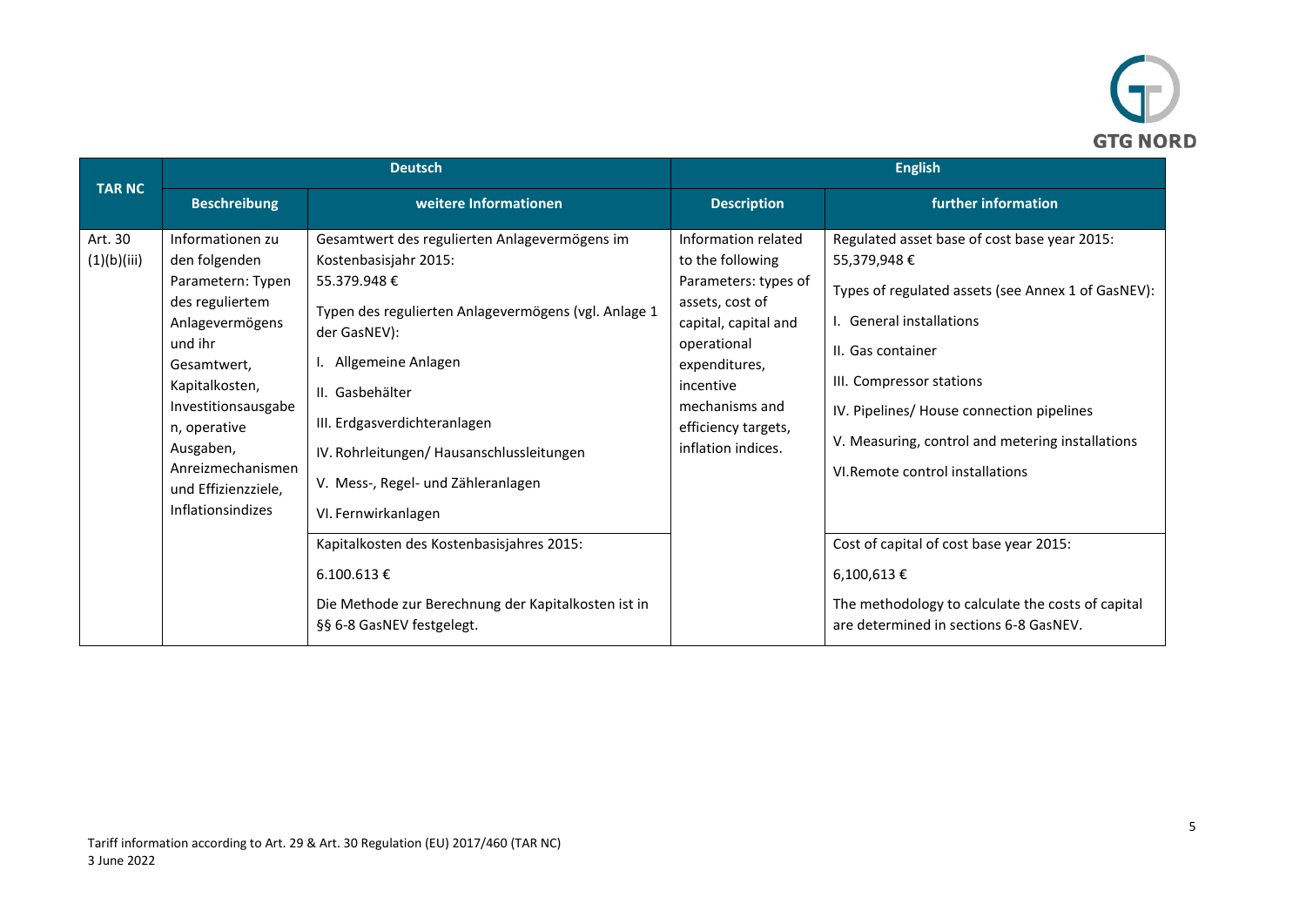| TAR NC | Deutsch | | English | |
|---|---|---|---|---|
| | **Beschreibung** | **weitere Informationen** | **Description** | **further information** |
| Art. 30 (1)(b)(iii) | Informationen zu den folgenden Parametern: Typen des reguliertem Anlagevermögens und ihr Gesamtwert, Kapitalkosten, Investitionsausgaben, operative Ausgaben, Anreizmechanismen und Effizienzziele, Inflationsindizes | Gesamtwert des regulierten Anlagevermögens im Kostenbasisjahr 2015:<br>55.379.948 €<br><br>Typen des regulierten Anlagevermögens (vgl. Anlage 1 der GasNEV):<br>I. Allgemeine Anlagen<br>II. Gasbehälter<br>III. Erdgasverdichteranlagen<br>IV. Rohrleitungen/ Hausanschlussleitungen<br>V. Mess-, Regel- und Zähleranlagen<br>VI. Fernwirkanlagen | Information related to the following Parameters: types of assets, cost of capital, capital and operational expenditures, incentive mechanisms and efficiency targets, inflation indices. | Regulated asset base of cost base year 2015:<br>55,379,948 €<br><br>Types of regulated assets (see Annex 1 of GasNEV):<br>I. General installations<br>II. Gas container<br>III. Compressor stations<br>IV. Pipelines/ House connection pipelines<br>V. Measuring, control and metering installations<br>VI.Remote control installations |
| | | Kapitalkosten des Kostenbasisjahres 2015:<br>6.100.613 €<br><br>Die Methode zur Berechnung der Kapitalkosten ist in §§ 6-8 GasNEV festgelegt. | | Cost of capital of cost base year 2015:<br>6,100,613 €<br><br>The methodology to calculate the costs of capital are determined in sections 6-8 GasNEV. |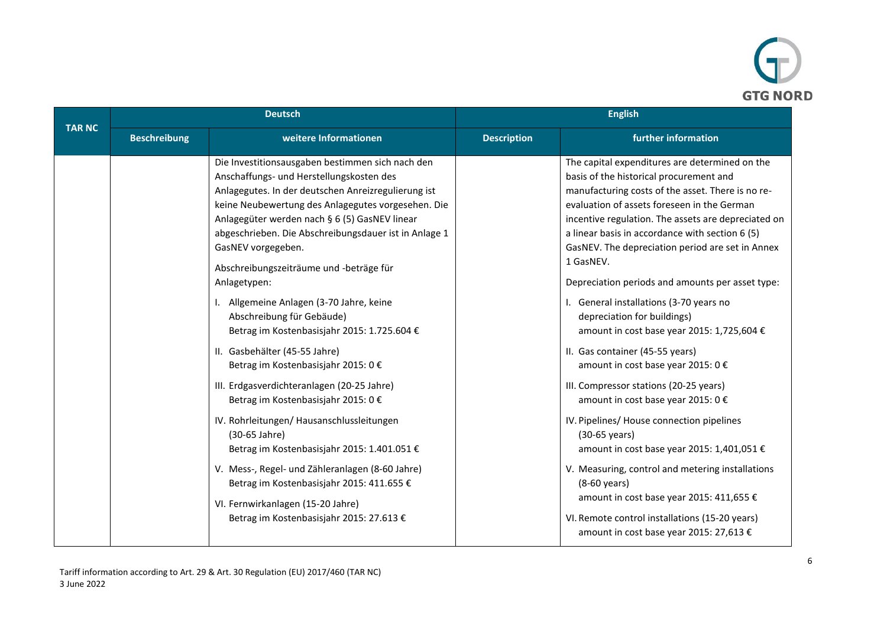| TAR NC | Deutsch | | English | |
|---|---|---|---|---|
| | **Beschreibung** | **weitere Informationen** | **Description** | **further information** |
| | | Die Investitionsausgaben bestimmen sich nach den Anschaffungs- und Herstellungskosten des Anlagegutes. In der deutschen Anreizregulierung ist keine Neubewertung des Anlagegutes vorgesehen. Die Anlagegüter werden nach § 6 (5) GasNEV linear abgeschrieben. Die Abschreibungsdauer ist in Anlage 1 GasNEV vorgegeben.<br><br>Abschreibungszeiträume und -beträge für Anlagetypen:<br><br>I. Allgemeine Anlagen (3-70 Jahre, keine Abschreibung für Gebäude)<br>Betrag im Kostenbasisjahr 2015: 1.725.604 €<br><br>II. Gasbehälter (45-55 Jahre)<br>Betrag im Kostenbasisjahr 2015: 0 €<br><br>III. Erdgasverdichteranlagen (20-25 Jahre)<br>Betrag im Kostenbasisjahr 2015: 0 €<br><br>IV. Rohrleitungen/ Hausanschlussleitungen (30-65 Jahre)<br>Betrag im Kostenbasisjahr 2015: 1.401.051 €<br><br>V. Mess-, Regel- und Zähleranlagen (8-60 Jahre)<br>Betrag im Kostenbasisjahr 2015: 411.655 €<br><br>VI. Fernwirkanlagen (15-20 Jahre)<br>Betrag im Kostenbasisjahr 2015: 27.613 € | | The capital expenditures are determined on the basis of the historical procurement and manufacturing costs of the asset. There is no re-evaluation of assets foreseen in the German incentive regulation. The assets are depreciated on a linear basis in accordance with section 6 (5) GasNEV. The depreciation period are set in Annex 1 GasNEV.<br><br>Depreciation periods and amounts per asset type:<br><br>I. General installations (3-70 years no depreciation for buildings)<br>amount in cost base year 2015: 1,725,604 €<br><br>II. Gas container (45-55 years)<br>amount in cost base year 2015: 0 €<br><br>III. Compressor stations (20-25 years)<br>amount in cost base year 2015: 0 €<br><br>IV. Pipelines/ House connection pipelines (30-65 years)<br>amount in cost base year 2015: 1,401,051 €<br><br>V. Measuring, control and metering installations (8-60 years)<br>amount in cost base year 2015: 411,655 €<br><br>VI. Remote control installations (15-20 years)<br>amount in cost base year 2015: 27,613 € |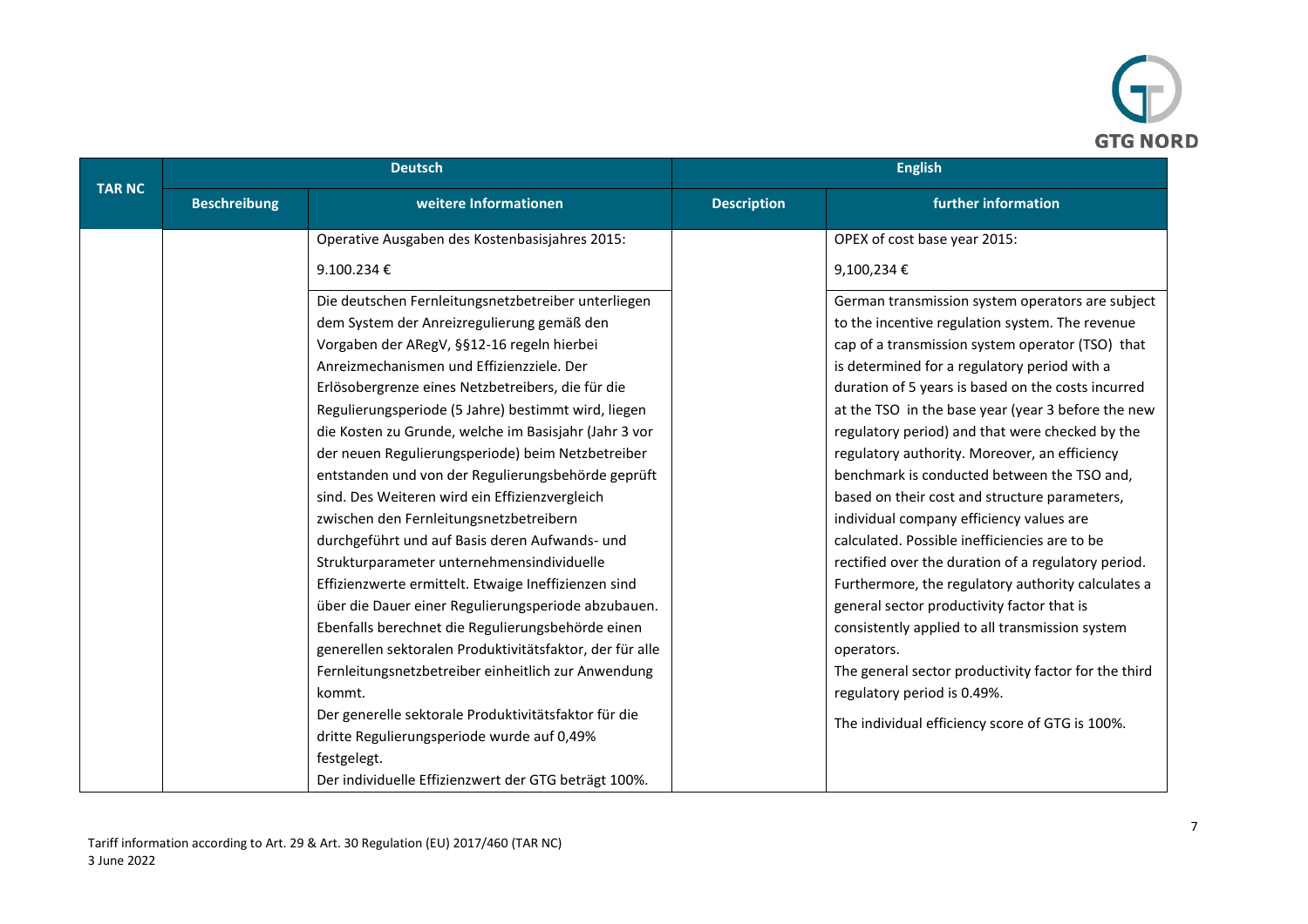| TAR NC | Deutsch | | English | |
|---|---|---|---|---|
| | Beschreibung | weitere Informationen | Description | further information |
| | | Operative Ausgaben des Kostenbasisjahres 2015:<br><br>9.100.234 € | | OPEX of cost base year 2015:<br><br>9,100,234 € |
| | | Die deutschen Fernleitungsnetzbetreiber unterliegen dem System der Anreizregulierung gemäß den Vorgaben der ARegV, §§12-16 regeln hierbei Anreizmechanismen und Effizienzziele. Der Erlösobergrenze eines Netzbetreibers, die für die Regulierungsperiode (5 Jahre) bestimmt wird, liegen die Kosten zu Grunde, welche im Basisjahr (Jahr 3 vor der neuen Regulierungsperiode) beim Netzbetreiber entstanden und von der Regulierungsbehörde geprüft sind. Des Weiteren wird ein Effizienzvergleich zwischen den Fernleitungsnetzbetreibern durchgeführt und auf Basis deren Aufwands- und Strukturparameter unternehmensindividuelle Effizienzwerte ermittelt. Etwaige Ineffizienzen sind über die Dauer einer Regulierungsperiode abzubauen. Ebenfalls berechnet die Regulierungsbehörde einen generellen sektoralen Produktivitätsfaktor, der für alle Fernleitungsnetzbetreiber einheitlich zur Anwendung kommt.<br>Der generelle sektorale Produktivitätsfaktor für die dritte Regulierungsperiode wurde auf 0,49% festgelegt.<br>Der individuelle Effizienzwert der GTG beträgt 100%. | | German transmission system operators are subject to the incentive regulation system. The revenue cap of a transmission system operator (TSO) that is determined for a regulatory period with a duration of 5 years is based on the costs incurred at the TSO in the base year (year 3 before the new regulatory period) and that were checked by the regulatory authority. Moreover, an efficiency benchmark is conducted between the TSO and, based on their cost and structure parameters, individual company efficiency values are calculated. Possible inefficiencies are to be rectified over the duration of a regulatory period. Furthermore, the regulatory authority calculates a general sector productivity factor that is consistently applied to all transmission system operators.<br>The general sector productivity factor for the third regulatory period is 0.49%.<br><br>The individual efficiency score of GTG is 100%. |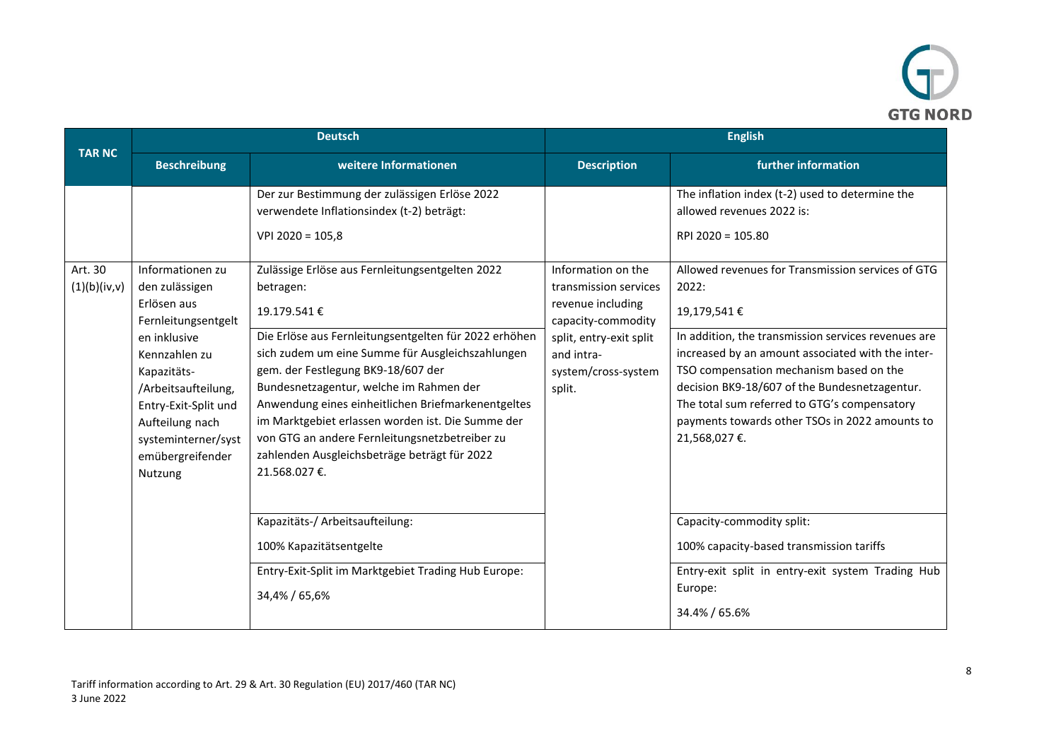| TAR NC | Deutsch | | English | |
|---|---|---|---|---|
| | Beschreibung | weitere Informationen | Description | further information |
| | | Der zur Bestimmung der zulässigen Erlöse 2022 verwendete Inflationsindex (t-2) beträgt:<br><br>VPI 2020 = 105,8 | | The inflation index (t-2) used to determine the allowed revenues 2022 is:<br><br>RPI 2020 = 105.80 |
| Art. 30 (1)(b)(iv,v) | Informationen zu den zulässigen Erlösen aus Fernleitungsentgelten inklusive Kennzahlen zu Kapazitäts-/Arbeitsaufteilung, Entry-Exit-Split und Aufteilung nach systeminterner/systemübergreifender Nutzung | Zulässige Erlöse aus Fernleitungsentgelten 2022 betragen:<br><br>19.179.541 €<br><br>Die Erlöse aus Fernleitungsentgelten für 2022 erhöhen sich zudem um eine Summe für Ausgleichszahlungen gem. der Festlegung BK9-18/607 der Bundesnetzagentur, welche im Rahmen der Anwendung eines einheitlichen Briefmarkenentgeltes im Marktgebiet erlassen worden ist. Die Summe der von GTG an andere Fernleitungsnetzbetreiber zu zahlenden Ausgleichsbeträge beträgt für 2022 21.568.027 €. | Information on the transmission services revenue including capacity-commodity split, entry-exit split and intra-system/cross-system split. | Allowed revenues for Transmission services of GTG 2022:<br><br>19,179,541 €<br><br>In addition, the transmission services revenues are increased by an amount associated with the inter-TSO compensation mechanism based on the decision BK9-18/607 of the Bundesnetzagentur. The total sum referred to GTG's compensatory payments towards other TSOs in 2022 amounts to 21,568,027 €. |
| | | Kapazitäts-/ Arbeitsaufteilung:<br><br>100% Kapazitätsentgelte | | Capacity-commodity split:<br><br>100% capacity-based transmission tariffs |
| | | Entry-Exit-Split im Marktgebiet Trading Hub Europe:<br><br>34,4% / 65,6% | | Entry-exit split in entry-exit system Trading Hub Europe:<br><br>34.4% / 65.6% |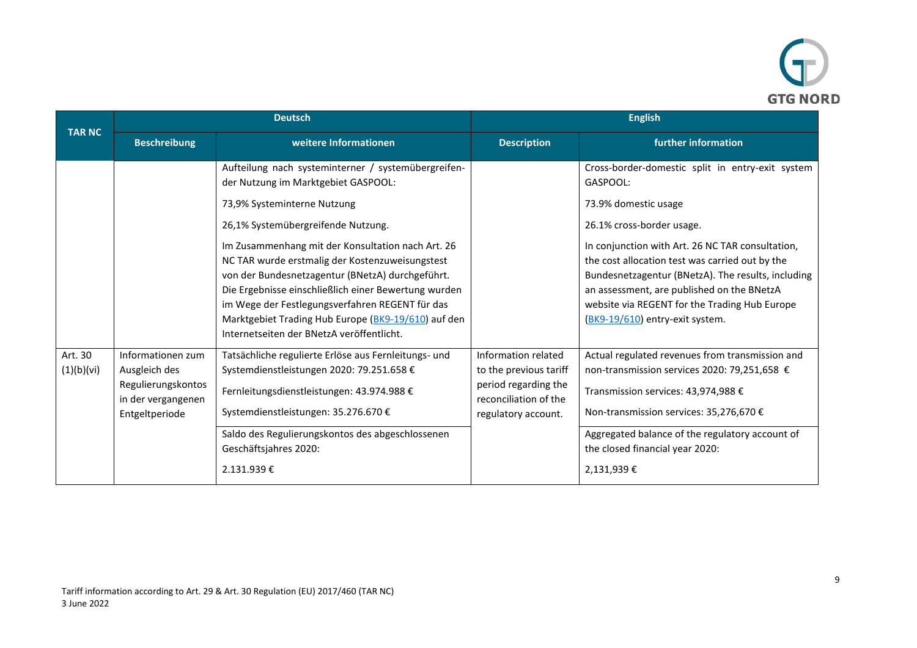| TAR NC | Deutsch | | English | |
|---|---|---|---|---|
| | Beschreibung | weitere Informationen | Description | further information |
| | | Aufteilung nach systeminterner / systemübergreifender Nutzung im Marktgebiet GASPOOL:<br><br>73,9% Systeminterne Nutzung<br><br>26,1% Systemübergreifende Nutzung.<br><br>Im Zusammenhang mit der Konsultation nach Art. 26 NC TAR wurde erstmalig der Kostenzuweisungstest von der Bundesnetzagentur (BNetzA) durchgeführt. Die Ergebnisse einschließlich einer Bewertung wurden im Wege der Festlegungsverfahren REGENT für das Marktgebiet Trading Hub Europe (BK9-19/610) auf den Internetseiten der BNetzA veröffentlicht. | | Cross-border-domestic split in entry-exit system GASPOOL:<br><br>73.9% domestic usage<br><br>26.1% cross-border usage.<br><br>In conjunction with Art. 26 NC TAR consultation, the cost allocation test was carried out by the Bundesnetzagentur (BNetzA). The results, including an assessment, are published on the BNetzA website via REGENT for the Trading Hub Europe (BK9-19/610) entry-exit system. |
| Art. 30 (1)(b)(vi) | Informationen zum Ausgleich des Regulierungskontos in der vergangenen Entgeltperiode | Tatsächliche regulierte Erlöse aus Fernleitungs- und Systemdienstleistungen 2020: 79.251.658 €<br><br>Fernleitungsdienstleistungen: 43.974.988 €<br><br>Systemdienstleistungen: 35.276.670 € | Information related to the previous tariff period regarding the reconciliation of the regulatory account. | Actual regulated revenues from transmission and non-transmission services 2020: 79,251,658 €<br><br>Transmission services: 43,974,988 €<br><br>Non-transmission services: 35,276,670 € |
| | | Saldo des Regulierungskontos des abgeschlossenen Geschäftsjahres 2020:<br><br>2.131.939 € | | Aggregated balance of the regulatory account of the closed financial year 2020:<br><br>2,131,939 € |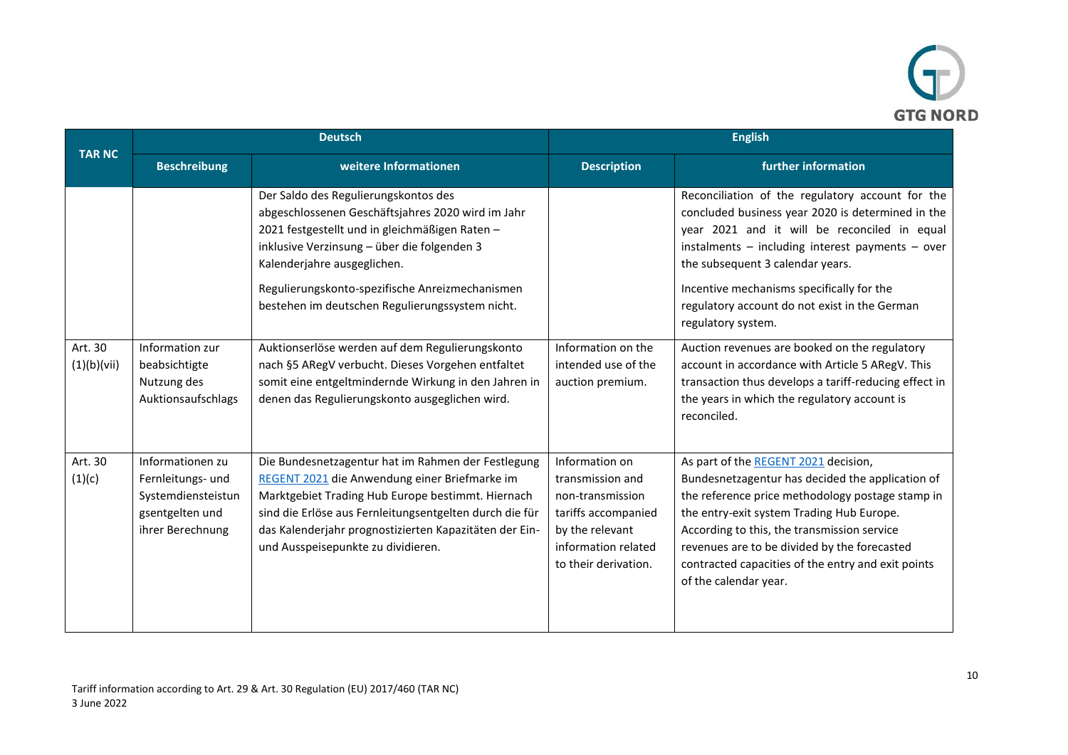| TAR NC | Deutsch | | English | |
|---|---|---|---|---|
| | Beschreibung | weitere Informationen | Description | further information |
| | | Der Saldo des Regulierungskontos des abgeschlossenen Geschäftsjahres 2020 wird im Jahr 2021 festgestellt und in gleichmäßigen Raten – inklusive Verzinsung – über die folgenden 3 Kalenderjahre ausgeglichen.<br><br>Regulierungskonto-spezifische Anreizmechanismen bestehen im deutschen Regulierungssystem nicht. | | Reconciliation of the regulatory account for the concluded business year 2020 is determined in the year 2021 and it will be reconciled in equal instalments – including interest payments – over the subsequent 3 calendar years.<br><br>Incentive mechanisms specifically for the regulatory account do not exist in the German regulatory system. |
| Art. 30 (1)(b)(vii) | Information zur beabsichtigte Nutzung des Auktionsaufschlags | Auktionserlöse werden auf dem Regulierungskonto nach §5 ARegV verbucht. Dieses Vorgehen entfaltet somit eine entgeltmindernde Wirkung in den Jahren in denen das Regulierungskonto ausgeglichen wird. | Information on the intended use of the auction premium. | Auction revenues are booked on the regulatory account in accordance with Article 5 ARegV. This transaction thus develops a tariff-reducing effect in the years in which the regulatory account is reconciled. |
| Art. 30 (1)(c) | Informationen zu Fernleitungs- und Systemdiensteistungsentgelten und ihrer Berechnung | Die Bundesnetzagentur hat im Rahmen der Festlegung REGENT 2021 die Anwendung einer Briefmarke im Marktgebiet Trading Hub Europe bestimmt. Hiernach sind die Erlöse aus Fernleitungsentgelten durch die für das Kalenderjahr prognostizierten Kapazitäten der Ein- und Ausspeisepunkte zu dividieren. | Information on transmission and non-transmission tariffs accompanied by the relevant information related to their derivation. | As part of the REGENT 2021 decision, Bundesnetzagentur has decided the application of the reference price methodology postage stamp in the entry-exit system Trading Hub Europe. According to this, the transmission service revenues are to be divided by the forecasted contracted capacities of the entry and exit points of the calendar year. |

Tariff information according to Art. 29 & Art. 30 Regulation (EU) 2017/460 (TAR NC)
3 June 2022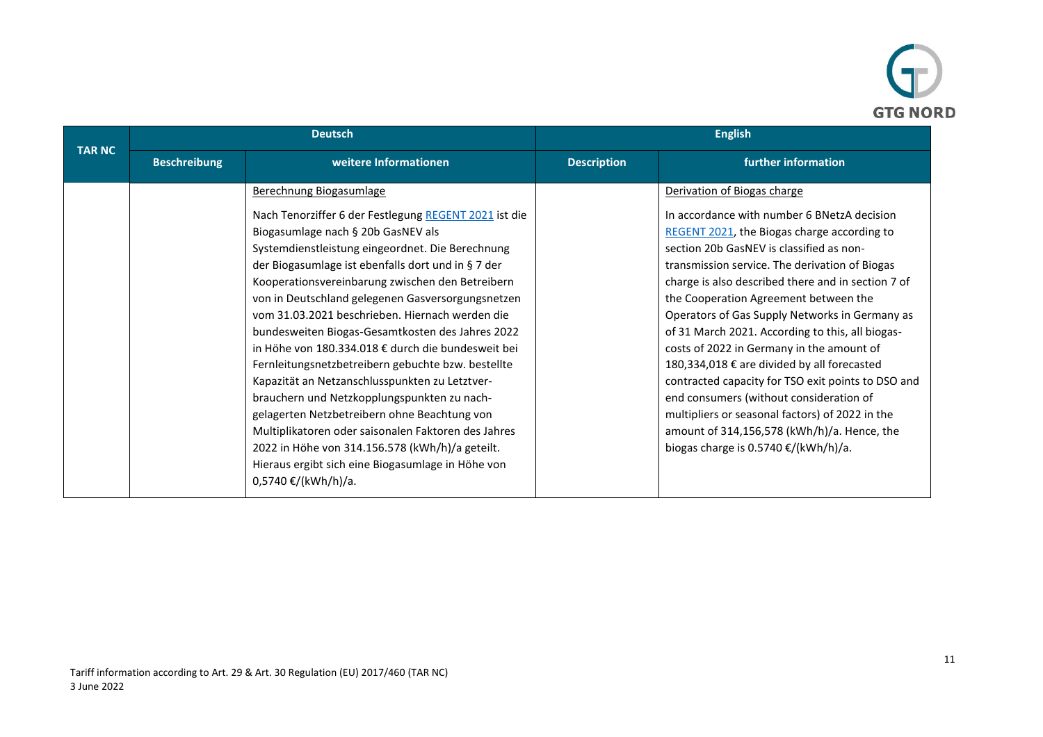| TAR NC | Deutsch | | English | |
|---|---|---|---|---|
| | Beschreibung | weitere Informationen | Description | further information |
| | | Berechnung Biogasumlage<br><br>Nach Tenorziffer 6 der Festlegung [REGENT 2021]() ist die Biogasumlage nach § 20b GasNEV als Systemdienstleistung eingeordnet. Die Berechnung der Biogasumlage ist ebenfalls dort und in § 7 der Kooperationsvereinbarung zwischen den Betreibern von in Deutschland gelegenen Gasversorgungsnetzen vom 31.03.2021 beschrieben. Hiernach werden die bundesweiten Biogas-Gesamtkosten des Jahres 2022 in Höhe von 180.334.018 € durch die bundesweit bei Fernleitungsnetzbetreibern gebuchte bzw. bestellte Kapazität an Netzanschlusspunkten zu Letztverbrauchern und Netzkopplungspunkten zu nachgelagerten Netzbetreibern ohne Beachtung von Multiplikatoren oder saisonalen Faktoren des Jahres 2022 in Höhe von 314.156.578 (kWh/h)/a geteilt. Hieraus ergibt sich eine Biogasumlage in Höhe von 0,5740 €/(kWh/h)/a. | | Derivation of Biogas charge<br><br>In accordance with number 6 BNetzA decision [REGENT 2021](), the Biogas charge according to section 20b GasNEV is classified as non-transmission service. The derivation of Biogas charge is also described there and in section 7 of the Cooperation Agreement between the Operators of Gas Supply Networks in Germany as of 31 March 2021. According to this, all biogas-costs of 2022 in Germany in the amount of 180,334,018 € are divided by all forecasted contracted capacity for TSO exit points to DSO and end consumers (without consideration of multipliers or seasonal factors) of 2022 in the amount of 314,156,578 (kWh/h)/a. Hence, the biogas charge is 0.5740 €/(kWh/h)/a. |

Tariff information according to Art. 29 & Art. 30 Regulation (EU) 2017/460 (TAR NC)
3 June 2022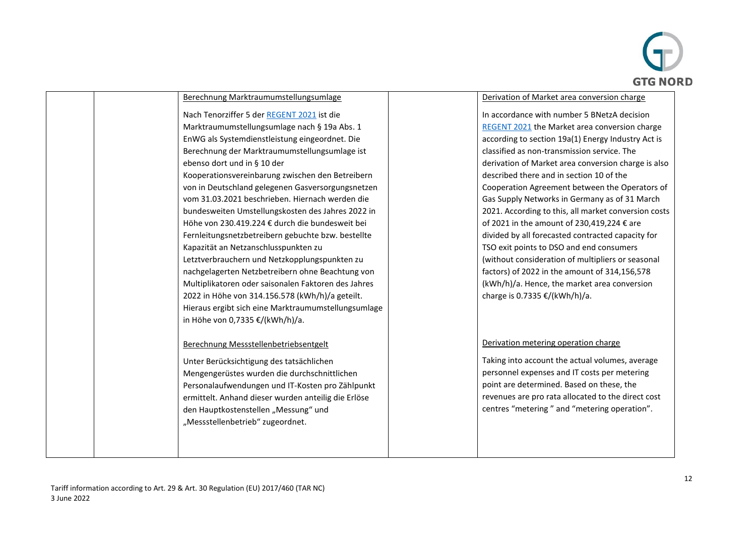| | | | | |
|---|---|---|---|---|
| | | Berechnung Marktraumumstellungsumlage<br><br>Nach Tenorziffer 5 der REGENT 2021 ist die Marktraumumstellungsumlage nach § 19a Abs. 1 EnWG als Systemdienstleistung eingeordnet. Die Berechnung der Marktraumumstellungsumlage ist ebenso dort und in § 10 der Kooperationsvereinbarung zwischen den Betreibern von in Deutschland gelegenen Gasversorgungsnetzen vom 31.03.2021 beschrieben. Hiernach werden die bundesweiten Umstellungskosten des Jahres 2022 in Höhe von 230.419.224 € durch die bundesweit bei Fernleitungsnetzbetreibern gebuchte bzw. bestellte Kapazität an Netzanschlusspunkten zu Letztverbrauchern und Netzkopplungspunkten zu nachgelagerten Netzbetreibern ohne Beachtung von Multiplikatoren oder saisonalen Faktoren des Jahres 2022 in Höhe von 314.156.578 (kWh/h)/a geteilt. Hieraus ergibt sich eine Marktraumumstellungsumlage in Höhe von 0,7335 €/(kWh/h)/a.<br><br>Berechnung Messstellenbetriebsentgelt<br><br>Unter Berücksichtigung des tatsächlichen Mengengerüstes wurden die durchschnittlichen Personalaufwendungen und IT-Kosten pro Zählpunkt ermittelt. Anhand dieser wurden anteilig die Erlöse den Hauptkostenstellen „Messung“ und „Messstellenbetrieb“ zugeordnet. | | Derivation of Market area conversion charge<br><br>In accordance with number 5 BNetzA decision REGENT 2021 the Market area conversion charge according to section 19a(1) Energy Industry Act is classified as non-transmission service. The derivation of Market area conversion charge is also described there and in section 10 of the Cooperation Agreement between the Operators of Gas Supply Networks in Germany as of 31 March 2021. According to this, all market conversion costs of 2021 in the amount of 230,419,224 € are divided by all forecasted contracted capacity for TSO exit points to DSO and end consumers (without consideration of multipliers or seasonal factors) of 2022 in the amount of 314,156,578 (kWh/h)/a. Hence, the market area conversion charge is 0.7335 €/(kWh/h)/a.<br><br>Derivation metering operation charge<br><br>Taking into account the actual volumes, average personnel expenses and IT costs per metering point are determined. Based on these, the revenues are pro rata allocated to the direct cost centres “metering ” and “metering operation”. |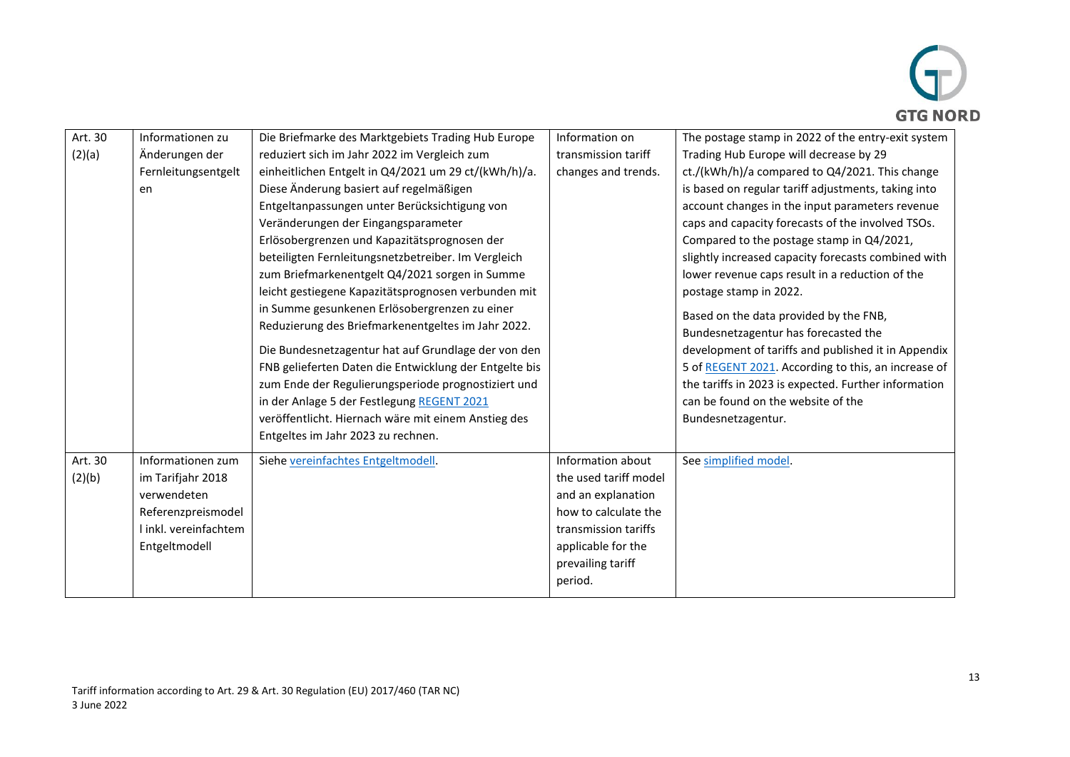| | | | | |
|---|---|---|---|---|
| Art. 30 (2)(a) | Informationen zu Änderungen der Fernleitungsentgelten | Die Briefmarke des Marktgebiets Trading Hub Europe reduziert sich im Jahr 2022 im Vergleich zum einheitlichen Entgelt in Q4/2021 um 29 ct/(kWh/h)/a. Diese Änderung basiert auf regelmäßigen Entgeltanpassungen unter Berücksichtigung von Veränderungen der Eingangsparameter Erlösobergrenzen und Kapazitätsprognosen der beteiligten Fernleitungsnetzbetreiber. Im Vergleich zum Briefmarkenentgelt Q4/2021 sorgen in Summe leicht gestiegene Kapazitätsprognosen verbunden mit in Summe gesunkenen Erlösobergrenzen zu einer Reduzierung des Briefmarkenentgeltes im Jahr 2022.<br><br>Die Bundesnetzagentur hat auf Grundlage der von den FNB gelieferten Daten die Entwicklung der Entgelte bis zum Ende der Regulierungsperiode prognostiziert und in der Anlage 5 der Festlegung REGENT 2021 veröffentlicht. Hiernach wäre mit einem Anstieg des Entgeltes im Jahr 2023 zu rechnen. | Information on transmission tariff changes and trends. | The postage stamp in 2022 of the entry-exit system Trading Hub Europe will decrease by 29 ct./(kWh/h)/a compared to Q4/2021. This change is based on regular tariff adjustments, taking into account changes in the input parameters revenue caps and capacity forecasts of the involved TSOs. Compared to the postage stamp in Q4/2021, slightly increased capacity forecasts combined with lower revenue caps result in a reduction of the postage stamp in 2022.<br><br>Based on the data provided by the FNB, Bundesnetzagentur has forecasted the development of tariffs and published it in Appendix 5 of REGENT 2021. According to this, an increase of the tariffs in 2023 is expected. Further information can be found on the website of the Bundesnetzagentur. |
| Art. 30 (2)(b) | Informationen zum im Tarifjahr 2018 verwendeten Referenzpreismodell inkl. vereinfachtem Entgeltmodell | Siehe vereinfachtes Entgeltmodell. | Information about the used tariff model and an explanation how to calculate the transmission tariffs applicable for the prevailing tariff period. | See simplified model. |